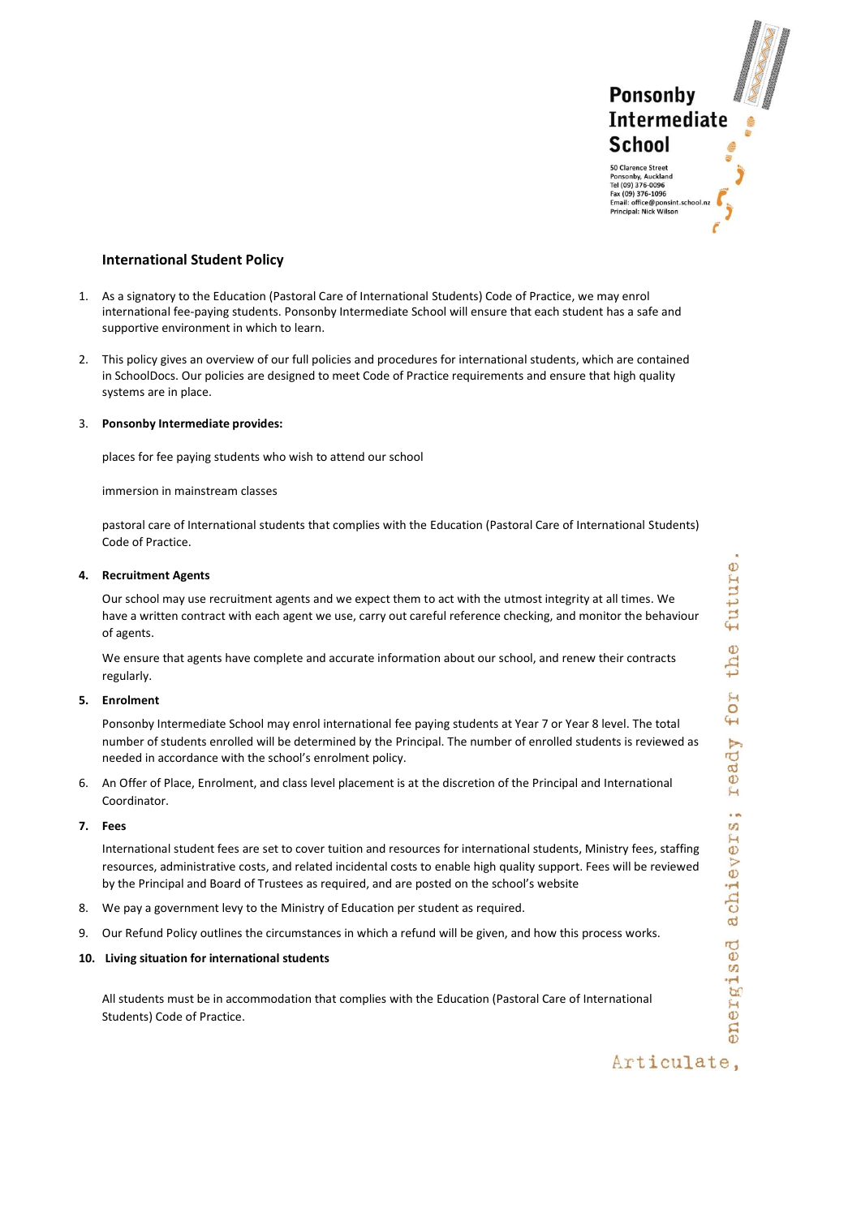Ponsonby Intermediate School

50 Clarence Street
Ponsonby, Auckland
Tel (09) 376-0096
Fax (09) 376-1096
Email: office@ponsint.school.nz
Principal: Nick Wilson

## International Student Policy

1. As a signatory to the Education (Pastoral Care of International Students) Code of Practice, we may enrol international fee-paying students. Ponsonby Intermediate School will ensure that each student has a safe and supportive environment in which to learn.

2. This policy gives an overview of our full policies and procedures for international students, which are contained in SchoolDocs. Our policies are designed to meet Code of Practice requirements and ensure that high quality systems are in place.

3. **Ponsonby Intermediate provides:**

   places for fee paying students who wish to attend our school

   immersion in mainstream classes

   pastoral care of International students that complies with the Education (Pastoral Care of International Students) Code of Practice.

4. **Recruitment Agents**

   Our school may use recruitment agents and we expect them to act with the utmost integrity at all times. We have a written contract with each agent we use, carry out careful reference checking, and monitor the behaviour of agents.

   We ensure that agents have complete and accurate information about our school, and renew their contracts regularly.

5. **Enrolment**

   Ponsonby Intermediate School may enrol international fee paying students at Year 7 or Year 8 level. The total number of students enrolled will be determined by the Principal. The number of enrolled students is reviewed as needed in accordance with the school's enrolment policy.

6. An Offer of Place, Enrolment, and class level placement is at the discretion of the Principal and International Coordinator.

7. **Fees**

   International student fees are set to cover tuition and resources for international students, Ministry fees, staffing resources, administrative costs, and related incidental costs to enable high quality support. Fees will be reviewed by the Principal and Board of Trustees as required, and are posted on the school's website

8. We pay a government levy to the Ministry of Education per student as required.

9. Our Refund Policy outlines the circumstances in which a refund will be given, and how this process works.

10. **Living situation for international students**

    All students must be in accommodation that complies with the Education (Pastoral Care of International Students) Code of Practice.

Articulate, energised achievers; ready for the future.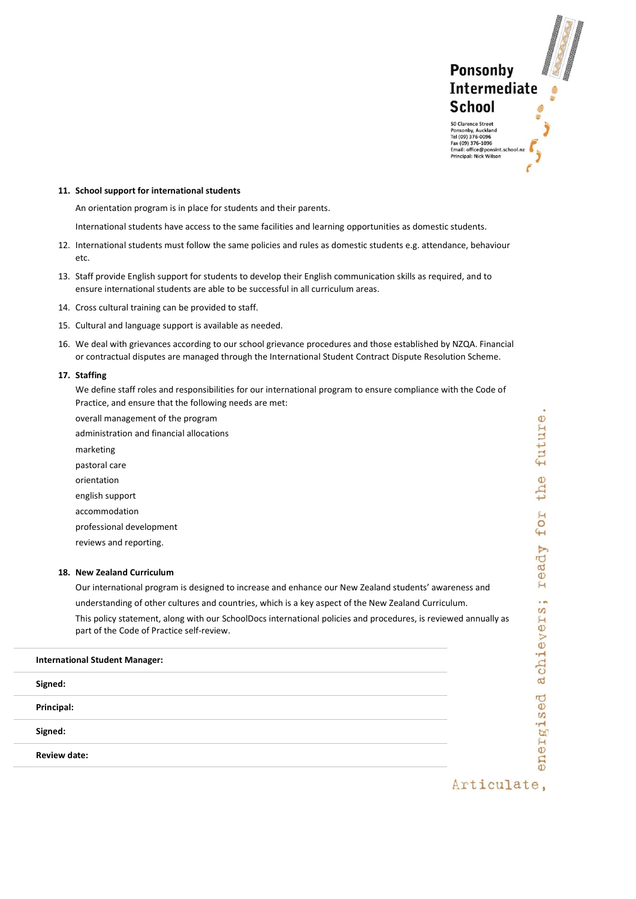**11. School support for international students**

An orientation program is in place for students and their parents.

International students have access to the same facilities and learning opportunities as domestic students.

12. International students must follow the same policies and rules as domestic students e.g. attendance, behaviour etc.

13. Staff provide English support for students to develop their English communication skills as required, and to ensure international students are able to be successful in all curriculum areas.

14. Cross cultural training can be provided to staff.

15. Cultural and language support is available as needed.

16. We deal with grievances according to our school grievance procedures and those established by NZQA. Financial or contractual disputes are managed through the International Student Contract Dispute Resolution Scheme.

**17. Staffing**

We define staff roles and responsibilities for our international program to ensure compliance with the Code of Practice, and ensure that the following needs are met:

overall management of the program

administration and financial allocations

marketing

pastoral care

orientation

english support

accommodation

professional development

reviews and reporting.

**18. New Zealand Curriculum**

Our international program is designed to increase and enhance our New Zealand students' awareness and understanding of other cultures and countries, which is a key aspect of the New Zealand Curriculum.

This policy statement, along with our SchoolDocs international policies and procedures, is reviewed annually as part of the Code of Practice self-review.

**International Student Manager:**

**Signed:**

**Principal:**

**Signed:**

**Review date:**